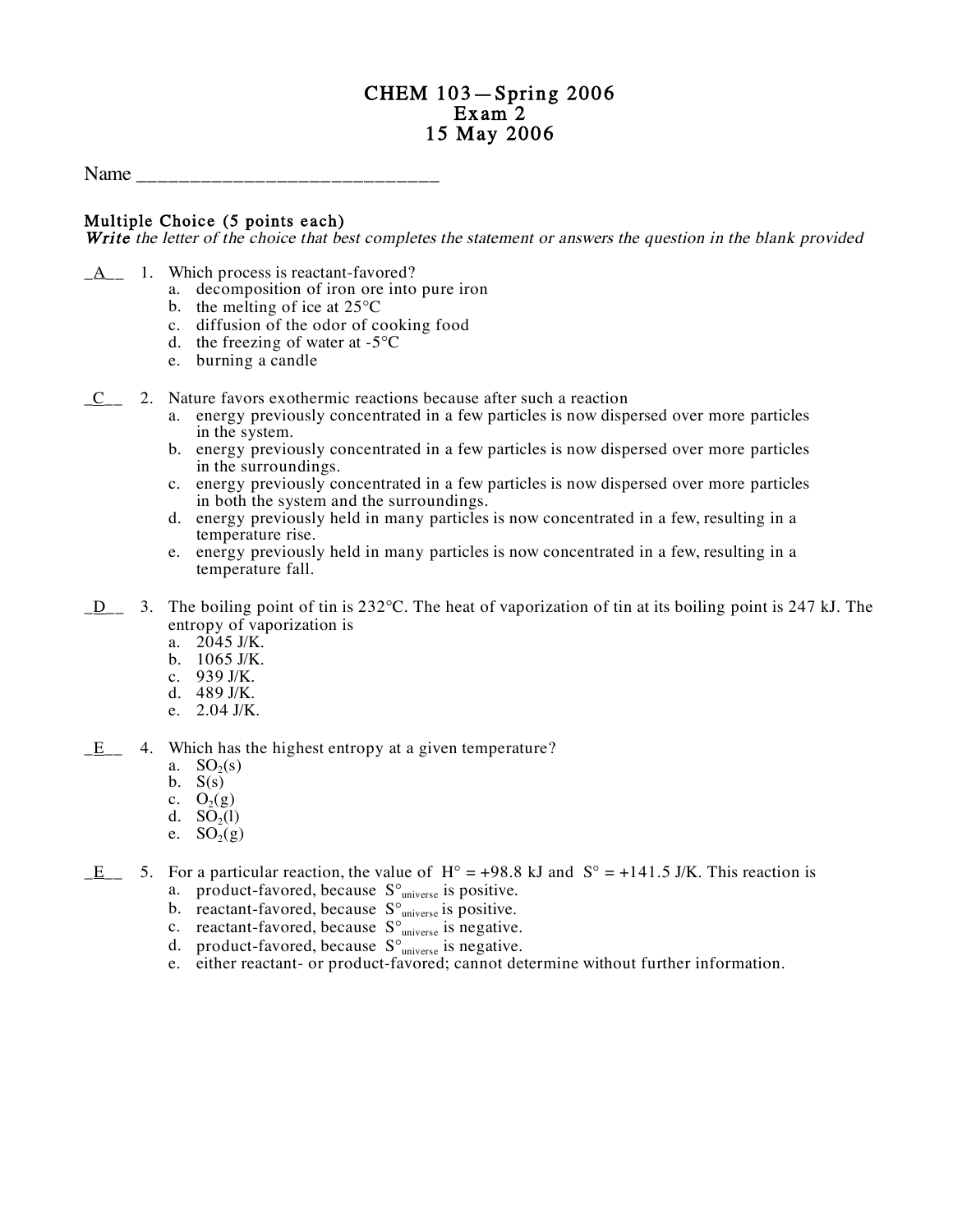# CHEM 103—Spring 2006
## Exam 2
## 15 May 2006

Name ____________________________

**Multiple Choice (5 points each)**
*Write the letter of the choice that best completes the statement or answers the question in the blank provided*

_A__ 1. Which process is reactant-favored?
   a. decomposition of iron ore into pure iron
   b. the melting of ice at 25°C
   c. diffusion of the odor of cooking food
   d. the freezing of water at -5°C
   e. burning a candle

_C__ 2. Nature favors exothermic reactions because after such a reaction
   a. energy previously concentrated in a few particles is now dispersed over more particles in the system.
   b. energy previously concentrated in a few particles is now dispersed over more particles in the surroundings.
   c. energy previously concentrated in a few particles is now dispersed over more particles in both the system and the surroundings.
   d. energy previously held in many particles is now concentrated in a few, resulting in a temperature rise.
   e. energy previously held in many particles is now concentrated in a few, resulting in a temperature fall.

_D__ 3. The boiling point of tin is 232°C. The heat of vaporization of tin at its boiling point is 247 kJ. The entropy of vaporization is
   a. 2045 J/K.
   b. 1065 J/K.
   c. 939 J/K.
   d. 489 J/K.
   e. 2.04 J/K.

_E__ 4. Which has the highest entropy at a given temperature?
   a. $SO_2(s)$
   b. $S(s)$
   c. $O_2(g)$
   d. $SO_2(l)$
   e. $SO_2(g)$

_E__ 5. For a particular reaction, the value of $H° = +98.8$ kJ and $S° = +141.5$ J/K. This reaction is
   a. product-favored, because $S°_{universe}$ is positive.
   b. reactant-favored, because $S°_{universe}$ is positive.
   c. reactant-favored, because $S°_{universe}$ is negative.
   d. product-favored, because $S°_{universe}$ is negative.
   e. either reactant- or product-favored; cannot determine without further information.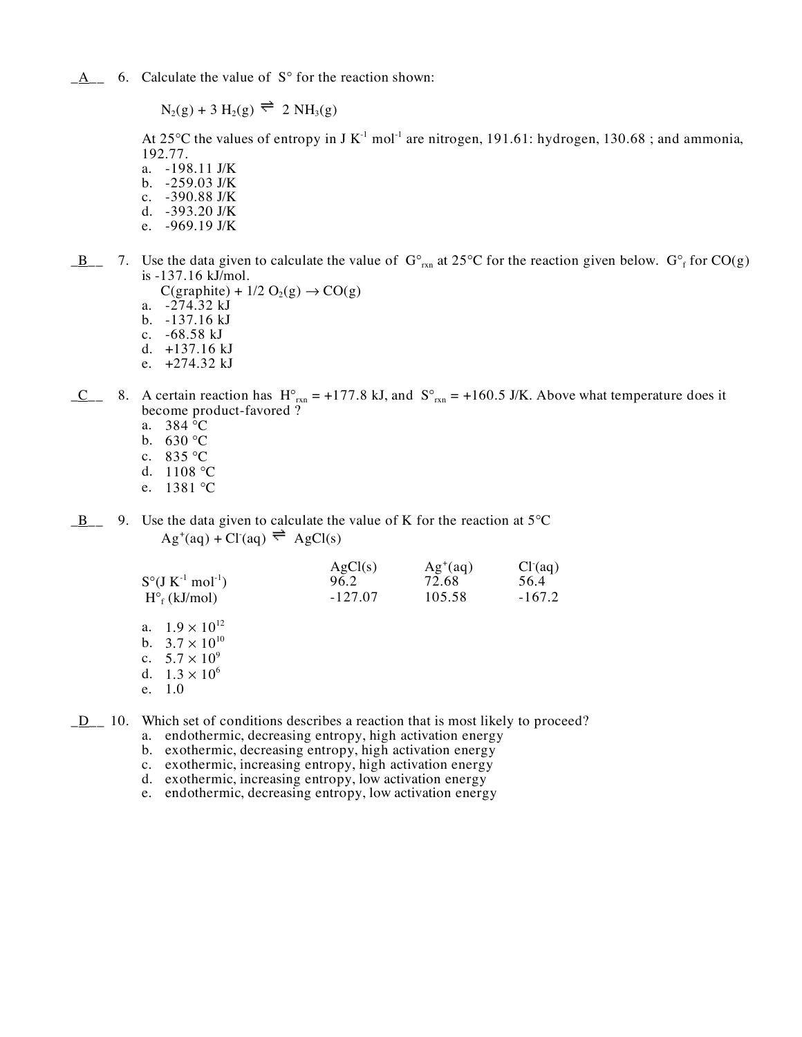_A__ 6. Calculate the value of $\Delta S°$ for the reaction shown:

$$N_2(g) + 3\ H_2(g) \rightleftharpoons 2\ NH_3(g)$$

At 25°C the values of entropy in J $K^{-1}$ $mol^{-1}$ are nitrogen, 191.61: hydrogen, 130.68 ; and ammonia, 192.77.

a. -198.11 J/K
b. -259.03 J/K
c. -390.88 J/K
d. -393.20 J/K
e. -969.19 J/K

_B__ 7. Use the data given to calculate the value of $\Delta G°_{rxn}$ at 25°C for the reaction given below. $\Delta G°_f$ for CO(g) is -137.16 kJ/mol.

$$C(graphite) + 1/2\ O_2(g) \rightarrow CO(g)$$

a. -274.32 kJ
b. -137.16 kJ
c. -68.58 kJ
d. +137.16 kJ
e. +274.32 kJ

_C__ 8. A certain reaction has $\Delta H°_{rxn}$ = +177.8 kJ, and $\Delta S°_{rxn}$ = +160.5 J/K. Above what temperature does it become product-favored ?

a. 384 °C
b. 630 °C
c. 835 °C
d. 1108 °C
e. 1381 °C

_B__ 9. Use the data given to calculate the value of K for the reaction at 5°C

$$Ag^+(aq) + Cl^-(aq) \rightleftharpoons AgCl(s)$$

| | AgCl(s) | $Ag^+(aq)$ | $Cl^-(aq)$ |
|---|---|---|---|
| S°(J $K^{-1}$ $mol^{-1}$) | 96.2 | 72.68 | 56.4 |
| $\Delta H°_f$ (kJ/mol) | -127.07 | 105.58 | -167.2 |

a. $1.9 \times 10^{12}$
b. $3.7 \times 10^{10}$
c. $5.7 \times 10^{9}$
d. $1.3 \times 10^{6}$
e. 1.0

_D__ 10. Which set of conditions describes a reaction that is most likely to proceed?

a. endothermic, decreasing entropy, high activation energy
b. exothermic, decreasing entropy, high activation energy
c. exothermic, increasing entropy, high activation energy
d. exothermic, increasing entropy, low activation energy
e. endothermic, decreasing entropy, low activation energy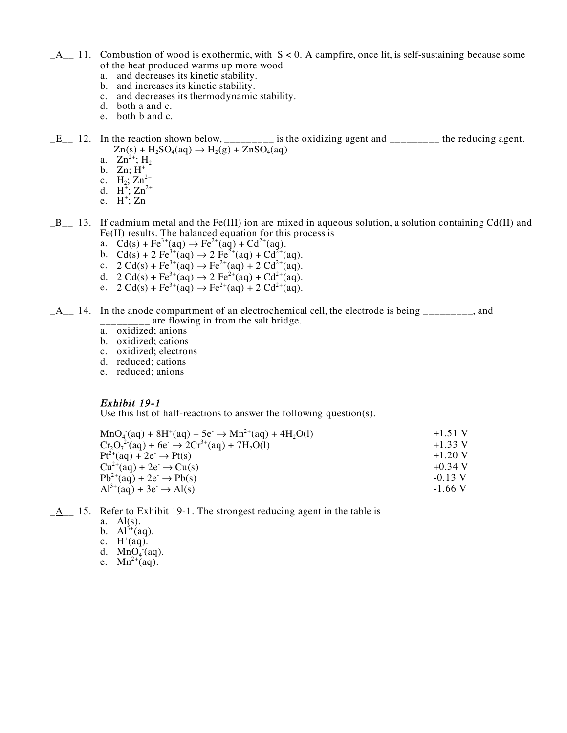_A__ 11. Combustion of wood is exothermic, with S < 0. A campfire, once lit, is self-sustaining because some of the heat produced warms up more wood

a. and decreases its kinetic stability.
b. and increases its kinetic stability.
c. and decreases its thermodynamic stability.
d. both a and c.
e. both b and c.

_E__ 12. In the reaction shown below, _________ is the oxidizing agent and _________ the reducing agent.

$$Zn(s) + H_2SO_4(aq) \rightarrow H_2(g) + ZnSO_4(aq)$$

a. $Zn^{2+}$; $H_2$
b. Zn; $H^+$
c. $H_2$; $Zn^{2+}$
d. $H^+$; $Zn^{2+}$
e. $H^+$; Zn

_B__ 13. If cadmium metal and the Fe(III) ion are mixed in aqueous solution, a solution containing Cd(II) and Fe(II) results. The balanced equation for this process is

a. $Cd(s) + Fe^{3+}(aq) \rightarrow Fe^{2+}(aq) + Cd^{2+}(aq)$.
b. $Cd(s) + 2\ Fe^{3+}(aq) \rightarrow 2\ Fe^{2+}(aq) + Cd^{2+}(aq)$.
c. $2\ Cd(s) + Fe^{3+}(aq) \rightarrow Fe^{2+}(aq) + 2\ Cd^{2+}(aq)$.
d. $2\ Cd(s) + Fe^{3+}(aq) \rightarrow 2\ Fe^{2+}(aq) + Cd^{2+}(aq)$.
e. $2\ Cd(s) + Fe^{3+}(aq) \rightarrow Fe^{2+}(aq) + 2\ Cd^{2+}(aq)$.

_A__ 14. In the anode compartment of an electrochemical cell, the electrode is being _________, and _________ are flowing in from the salt bridge.

a. oxidized; anions
b. oxidized; cations
c. oxidized; electrons
d. reduced; cations
e. reduced; anions

***Exhibit 19-1***

Use this list of half-reactions to answer the following question(s).

| Half-reaction | $E°$ |
|---|---|
| $MnO_4^-(aq) + 8H^+(aq) + 5e^- \rightarrow Mn^{2+}(aq) + 4H_2O(l)$ | +1.51 V |
| $Cr_2O_7^{2-}(aq) + 6e^- \rightarrow 2Cr^{3+}(aq) + 7H_2O(l)$ | +1.33 V |
| $Pt^{2+}(aq) + 2e^- \rightarrow Pt(s)$ | +1.20 V |
| $Cu^{2+}(aq) + 2e^- \rightarrow Cu(s)$ | +0.34 V |
| $Pb^{2+}(aq) + 2e^- \rightarrow Pb(s)$ | -0.13 V |
| $Al^{3+}(aq) + 3e^- \rightarrow Al(s)$ | -1.66 V |

_A__ 15. Refer to Exhibit 19-1. The strongest reducing agent in the table is

a. Al(s).
b. $Al^{3+}(aq)$.
c. $H^+(aq)$.
d. $MnO_4^-(aq)$.
e. $Mn^{2+}(aq)$.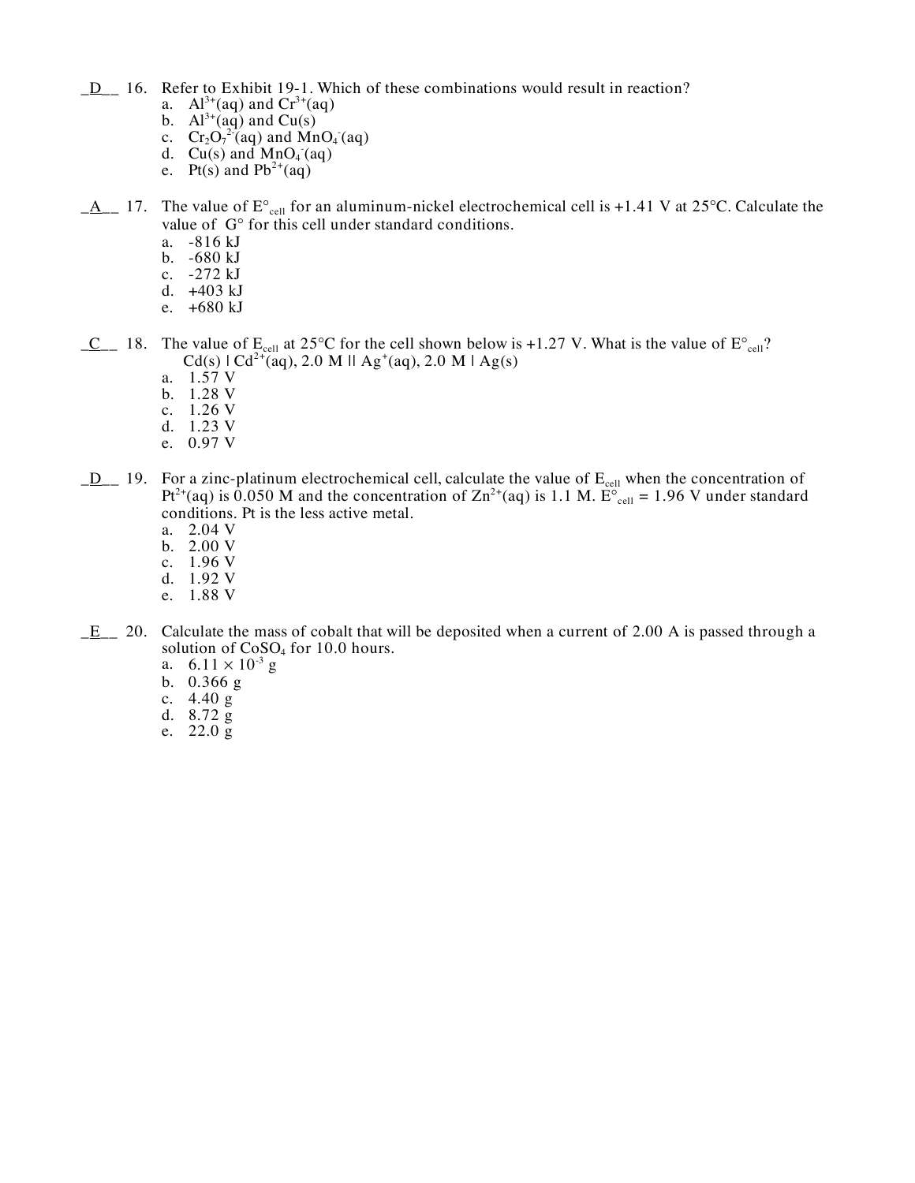_D__ 16. Refer to Exhibit 19-1. Which of these combinations would result in reaction?

a. $Al^{3+}(aq)$ and $Cr^{3+}(aq)$
b. $Al^{3+}(aq)$ and $Cu(s)$
c. $Cr_2O_7^{2-}(aq)$ and $MnO_4^-(aq)$
d. $Cu(s)$ and $MnO_4^-(aq)$
e. $Pt(s)$ and $Pb^{2+}(aq)$

_A__ 17. The value of $E^\circ_{cell}$ for an aluminum-nickel electrochemical cell is +1.41 V at 25°C. Calculate the value of G° for this cell under standard conditions.

a. -816 kJ
b. -680 kJ
c. -272 kJ
d. +403 kJ
e. +680 kJ

_C__ 18. The value of $E_{cell}$ at 25°C for the cell shown below is +1.27 V. What is the value of $E^\circ_{cell}$?

$Cd(s) \mid Cd^{2+}(aq)$, 2.0 M $\parallel$ $Ag^+(aq)$, 2.0 M $\mid Ag(s)$

a. 1.57 V
b. 1.28 V
c. 1.26 V
d. 1.23 V
e. 0.97 V

_D__ 19. For a zinc-platinum electrochemical cell, calculate the value of $E_{cell}$ when the concentration of $Pt^{2+}(aq)$ is 0.050 M and the concentration of $Zn^{2+}(aq)$ is 1.1 M. $E^\circ_{cell}$ = 1.96 V under standard conditions. Pt is the less active metal.

a. 2.04 V
b. 2.00 V
c. 1.96 V
d. 1.92 V
e. 1.88 V

_E__ 20. Calculate the mass of cobalt that will be deposited when a current of 2.00 A is passed through a solution of $CoSO_4$ for 10.0 hours.

a. $6.11 \times 10^{-3}$ g
b. 0.366 g
c. 4.40 g
d. 8.72 g
e. 22.0 g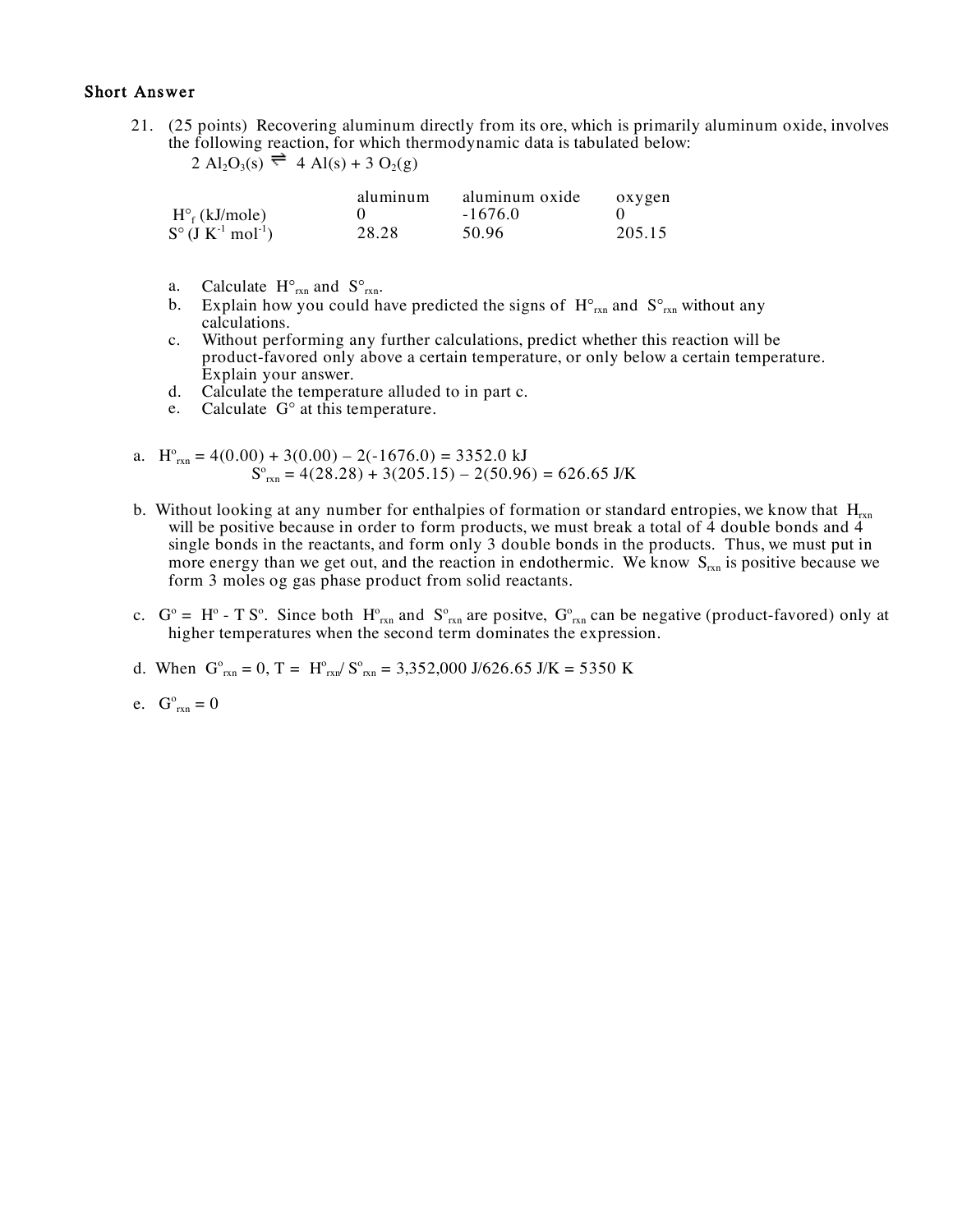### Short Answer

21. (25 points) Recovering aluminum directly from its ore, which is primarily aluminum oxide, involves the following reaction, for which thermodynamic data is tabulated below:

    $2\ Al_2O_3(s) \rightleftharpoons 4\ Al(s) + 3\ O_2(g)$

| | aluminum | aluminum oxide | oxygen |
|---|---|---|---|
| $H°_f$ (kJ/mole) | 0 | -1676.0 | 0 |
| $S°$ (J $K^{-1}$ $mol^{-1}$) | 28.28 | 50.96 | 205.15 |

a. Calculate $H°_{rxn}$ and $S°_{rxn}$.
b. Explain how you could have predicted the signs of $H°_{rxn}$ and $S°_{rxn}$ without any calculations.
c. Without performing any further calculations, predict whether this reaction will be product-favored only above a certain temperature, or only below a certain temperature. Explain your answer.
d. Calculate the temperature alluded to in part c.
e. Calculate $G°$ at this temperature.

a. $H^o_{rxn} = 4(0.00) + 3(0.00) - 2(-1676.0) = 3352.0$ kJ
   $S^o_{rxn} = 4(28.28) + 3(205.15) - 2(50.96) = 626.65$ J/K

b. Without looking at any number for enthalpies of formation or standard entropies, we know that $H_{rxn}$ will be positive because in order to form products, we must break a total of 4 double bonds and 4 single bonds in the reactants, and form only 3 double bonds in the products. Thus, we must put in more energy than we get out, and the reaction in endothermic. We know $S_{rxn}$ is positive because we form 3 moles og gas phase product from solid reactants.

c. $G^o = H^o - T\,S^o$. Since both $H^o_{rxn}$ and $S^o_{rxn}$ are positve, $G^o_{rxn}$ can be negative (product-favored) only at higher temperatures when the second term dominates the expression.

d. When $G^o_{rxn} = 0$, $T = H^o_{rxn}/S^o_{rxn} = 3{,}352{,}000$ J$/626.65$ J/K $= 5350$ K

e. $G^o_{rxn} = 0$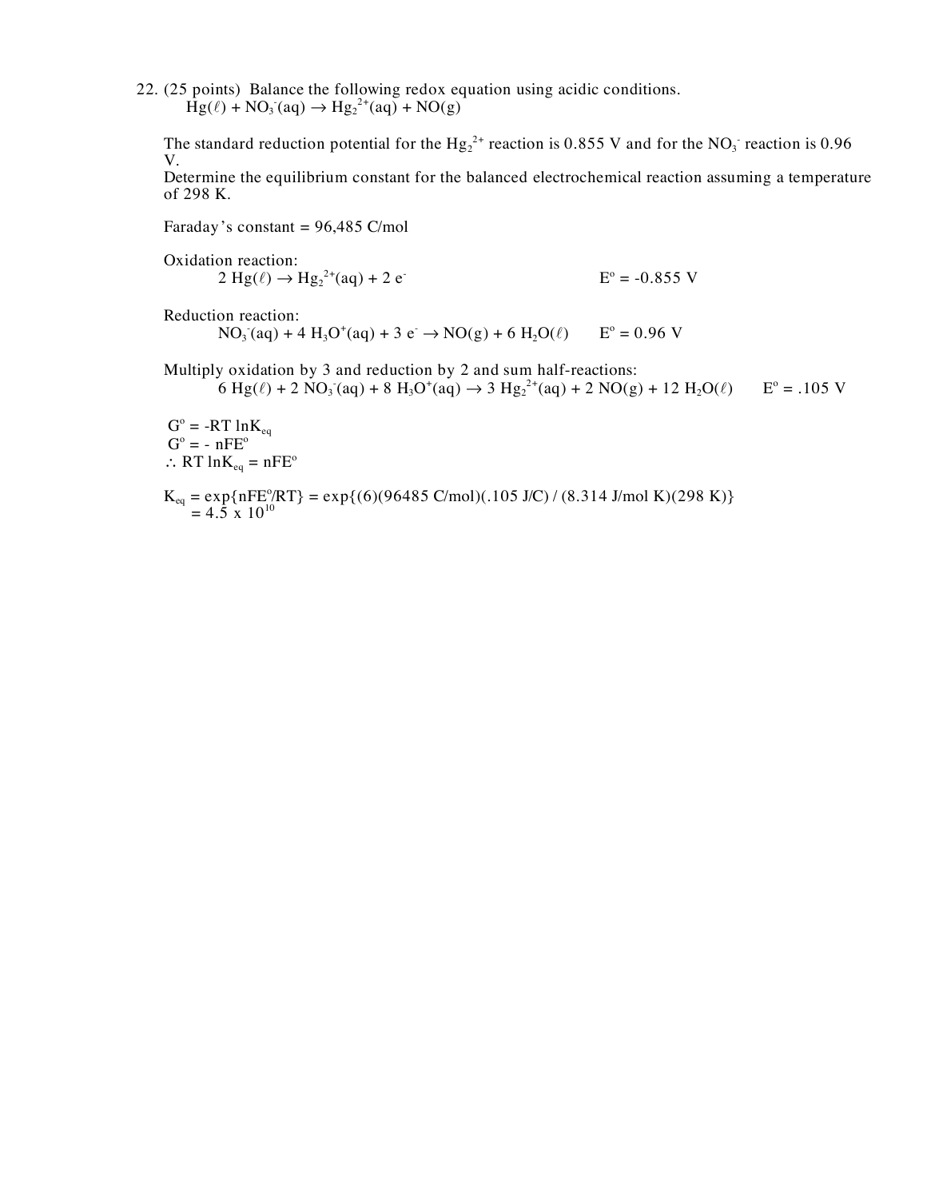22. (25 points) Balance the following redox equation using acidic conditions.

$Hg(\ell) + NO_3^-(aq) \rightarrow Hg_2^{2+}(aq) + NO(g)$

The standard reduction potential for the $Hg_2^{2+}$ reaction is 0.855 V and for the $NO_3^-$ reaction is 0.96 V.

Determine the equilibrium constant for the balanced electrochemical reaction assuming a temperature of 298 K.

Faraday's constant = 96,485 C/mol

Oxidation reaction:

$2\ Hg(\ell) \rightarrow Hg_2^{2+}(aq) + 2\ e^-$ $\qquad$ $E^o = -0.855$ V

Reduction reaction:

$NO_3^-(aq) + 4\ H_3O^+(aq) + 3\ e^- \rightarrow NO(g) + 6\ H_2O(\ell)$ $\qquad$ $E^o = 0.96$ V

Multiply oxidation by 3 and reduction by 2 and sum half-reactions:

$6\ Hg(\ell) + 2\ NO_3^-(aq) + 8\ H_3O^+(aq) \rightarrow 3\ Hg_2^{2+}(aq) + 2\ NO(g) + 12\ H_2O(\ell)$ $\qquad$ $E^o = .105$ V

$G^o = -RT \ln K_{eq}$

$G^o = -\ nFE^o$

$\therefore\ RT \ln K_{eq} = nFE^o$

$K_{eq} = \exp\{nFE^o/RT\} = \exp\{(6)(96485\ C/mol)(.105\ J/C)\ /\ (8.314\ J/mol\ K)(298\ K)\}$

$= 4.5 \times 10^{10}$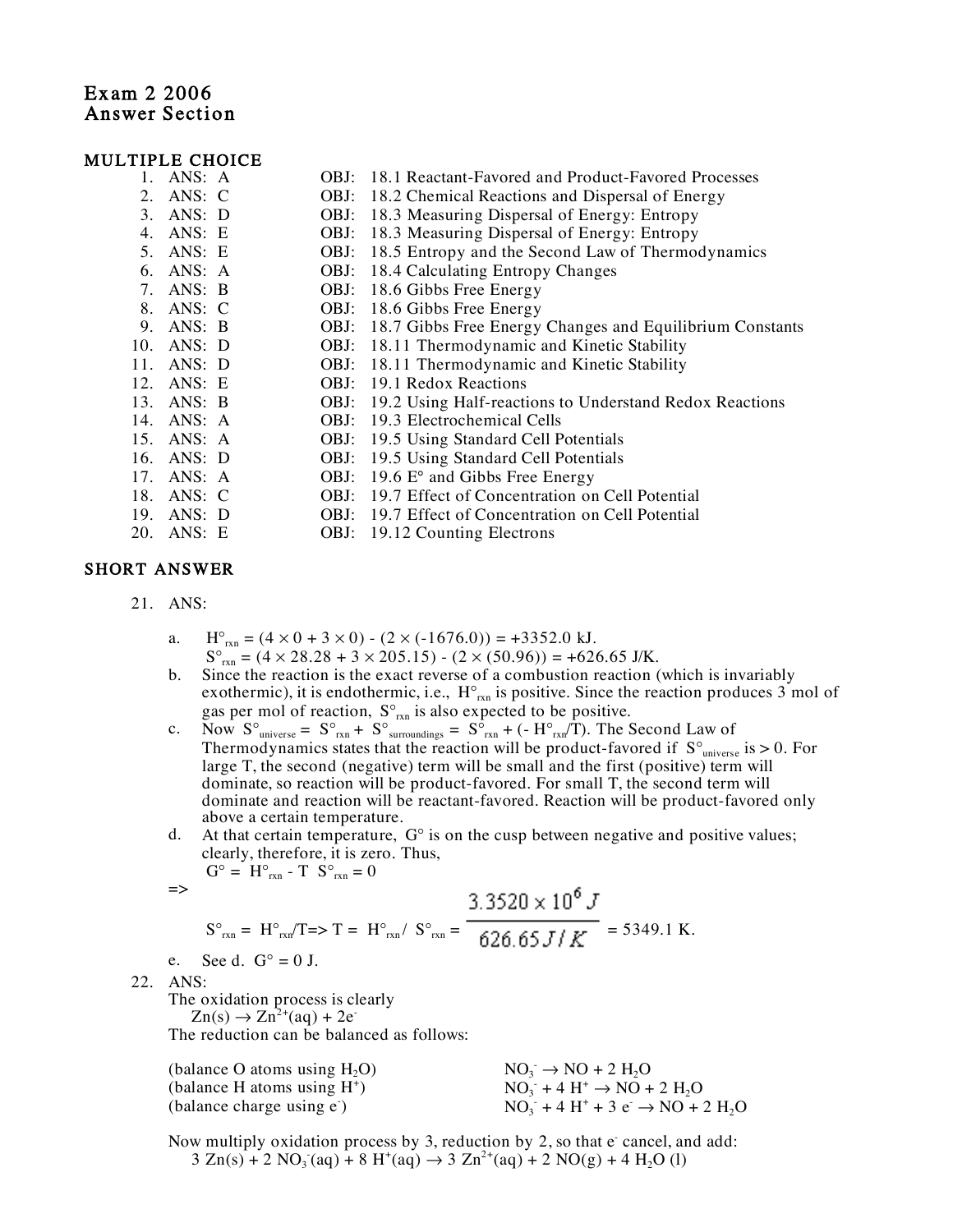# Exam 2 2006
# Answer Section

## MULTIPLE CHOICE

| | | |
|---|---|---|
| 1. | ANS: A | OBJ: 18.1 Reactant-Favored and Product-Favored Processes |
| 2. | ANS: C | OBJ: 18.2 Chemical Reactions and Dispersal of Energy |
| 3. | ANS: D | OBJ: 18.3 Measuring Dispersal of Energy: Entropy |
| 4. | ANS: E | OBJ: 18.3 Measuring Dispersal of Energy: Entropy |
| 5. | ANS: E | OBJ: 18.5 Entropy and the Second Law of Thermodynamics |
| 6. | ANS: A | OBJ: 18.4 Calculating Entropy Changes |
| 7. | ANS: B | OBJ: 18.6 Gibbs Free Energy |
| 8. | ANS: C | OBJ: 18.6 Gibbs Free Energy |
| 9. | ANS: B | OBJ: 18.7 Gibbs Free Energy Changes and Equilibrium Constants |
| 10. | ANS: D | OBJ: 18.11 Thermodynamic and Kinetic Stability |
| 11. | ANS: D | OBJ: 18.11 Thermodynamic and Kinetic Stability |
| 12. | ANS: E | OBJ: 19.1 Redox Reactions |
| 13. | ANS: B | OBJ: 19.2 Using Half-reactions to Understand Redox Reactions |
| 14. | ANS: A | OBJ: 19.3 Electrochemical Cells |
| 15. | ANS: A | OBJ: 19.5 Using Standard Cell Potentials |
| 16. | ANS: D | OBJ: 19.5 Using Standard Cell Potentials |
| 17. | ANS: A | OBJ: 19.6 E° and Gibbs Free Energy |
| 18. | ANS: C | OBJ: 19.7 Effect of Concentration on Cell Potential |
| 19. | ANS: D | OBJ: 19.7 Effect of Concentration on Cell Potential |
| 20. | ANS: E | OBJ: 19.12 Counting Electrons |

## SHORT ANSWER

21. ANS:

a. $H^\circ_{rxn} = (4 \times 0 + 3 \times 0) - (2 \times (-1676.0)) = +3352.0$ kJ.
   $S^\circ_{rxn} = (4 \times 28.28 + 3 \times 205.15) - (2 \times (50.96)) = +626.65$ J/K.

b. Since the reaction is the exact reverse of a combustion reaction (which is invariably exothermic), it is endothermic, i.e., $H^\circ_{rxn}$ is positive. Since the reaction produces 3 mol of gas per mol of reaction, $S^\circ_{rxn}$ is also expected to be positive.

c. Now $S^\circ_{universe} = S^\circ_{rxn} + S^\circ_{surroundings} = S^\circ_{rxn} + (-H^\circ_{rxn}/T)$. The Second Law of Thermodynamics states that the reaction will be product-favored if $S^\circ_{universe}$ is > 0. For large T, the second (negative) term will be small and the first (positive) term will dominate, so reaction will be product-favored. For small T, the second term will dominate and reaction will be reactant-favored. Reaction will be product-favored only above a certain temperature.

d. At that certain temperature, $G^\circ$ is on the cusp between negative and positive values; clearly, therefore, it is zero. Thus,
   $G^\circ = H^\circ_{rxn} - T\ S^\circ_{rxn} = 0$

=>

$$S^\circ_{rxn} = H^\circ_{rxn}/T \Rightarrow T = H^\circ_{rxn}/\ S^\circ_{rxn} = \frac{3.3520 \times 10^6\ J}{626.65\ J/K} = 5349.1\ K.$$

e. See d. $G^\circ = 0$ J.

22. ANS:
The oxidation process is clearly
   $Zn(s) \rightarrow Zn^{2+}(aq) + 2e^-$
The reduction can be balanced as follows:

| | |
|---|---|
| (balance O atoms using $H_2O$) | $NO_3^- \rightarrow NO + 2\ H_2O$ |
| (balance H atoms using $H^+$) | $NO_3^- + 4\ H^+ \rightarrow NO + 2\ H_2O$ |
| (balance charge using $e^-$) | $NO_3^- + 4\ H^+ + 3\ e^- \rightarrow NO + 2\ H_2O$ |

Now multiply oxidation process by 3, reduction by 2, so that $e^-$ cancel, and add:
   $3\ Zn(s) + 2\ NO_3^-(aq) + 8\ H^+(aq) \rightarrow 3\ Zn^{2+}(aq) + 2\ NO(g) + 4\ H_2O\ (l)$